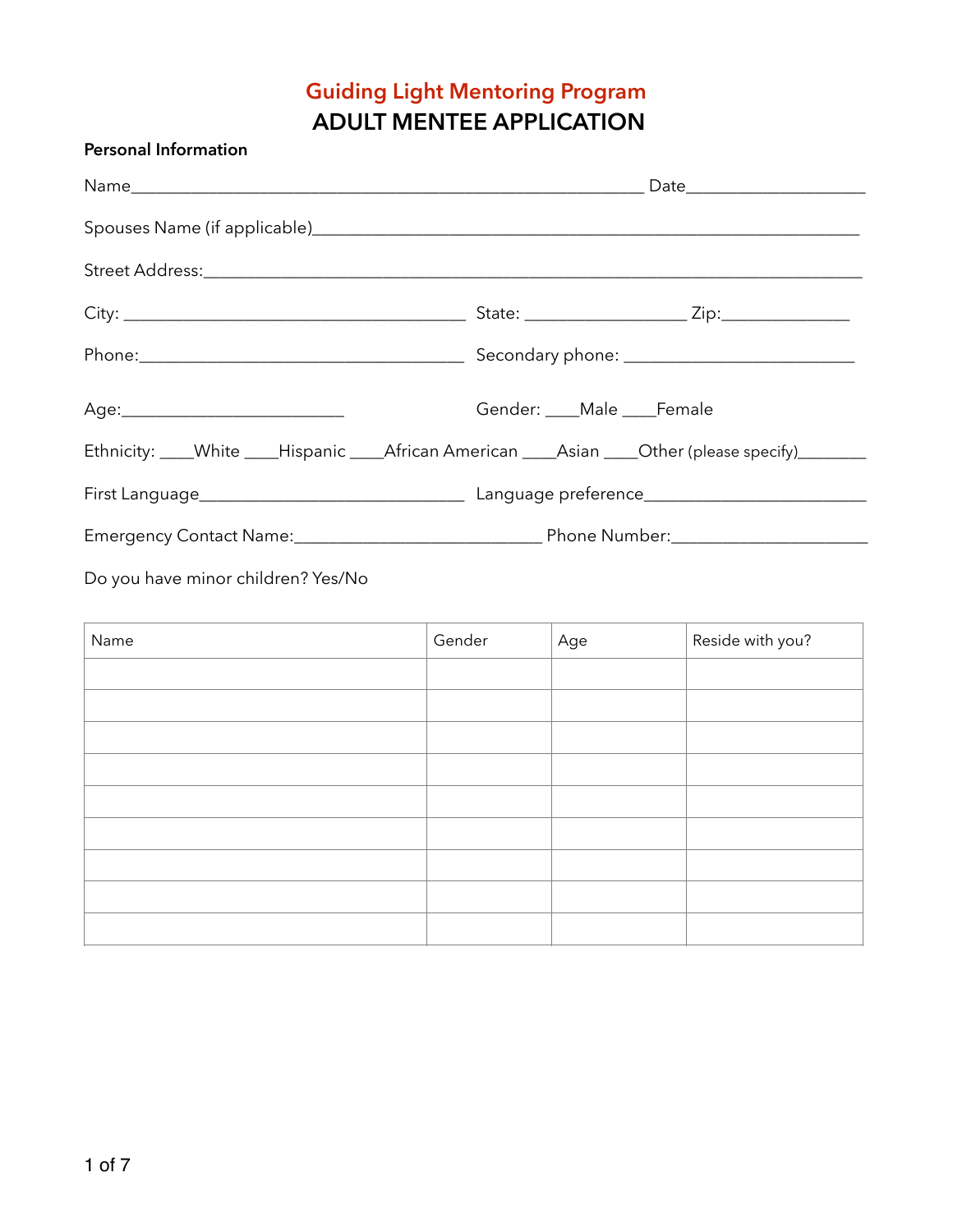# Guiding Light Mentoring Program

# ADULT MENTEE APPLICATION

**Personal Information**

Name_______________________________________________________ Date___________________

Spouses Name (if applicable)___________________________________________________________

Street Address:_______________________________________________________________________

City: ______________________________________ State: _________________ Zip:______________

Phone:____________________________________ Secondary phone: ________________________

Age:_________________________ Gender: ____Male ____Female

Ethnicity: ____White ____Hispanic ____African American ____Asian ____Other (please specify)________

First Language_____________________________ Language preference_______________________

Emergency Contact Name:___________________________ Phone Number:_____________________

Do you have minor children? Yes/No

| Name | Gender | Age | Reside with you? |
|---|---|---|---|
| | | | |
| | | | |
| | | | |
| | | | |
| | | | |
| | | | |
| | | | |
| | | | |
| | | | |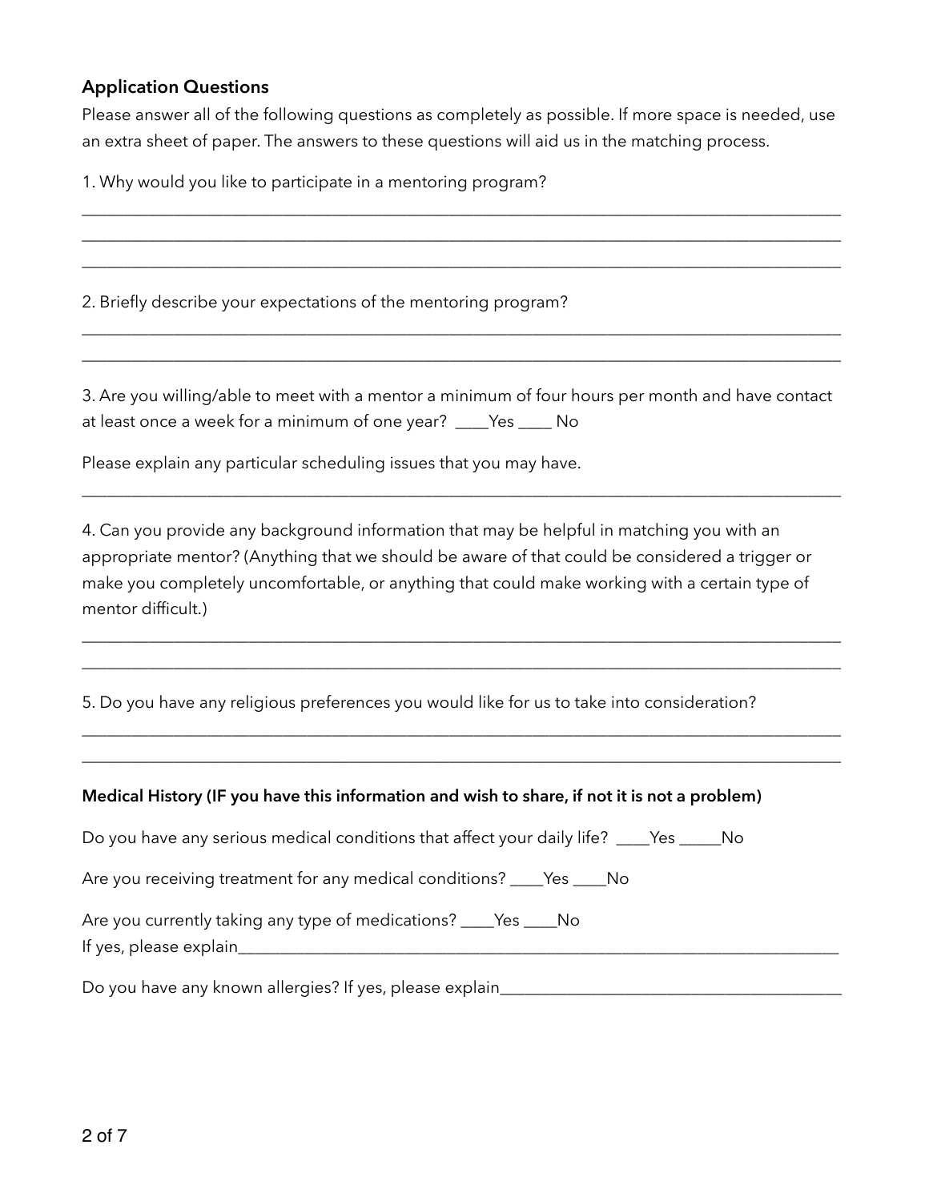**Application Questions**

Please answer all of the following questions as completely as possible. If more space is needed, use an extra sheet of paper. The answers to these questions will aid us in the matching process.

1. Why would you like to participate in a mentoring program?

_____________________________________________________________________________________________
_____________________________________________________________________________________________
_____________________________________________________________________________________________

2. Briefly describe your expectations of the mentoring program?

_____________________________________________________________________________________________
_____________________________________________________________________________________________

3. Are you willing/able to meet with a mentor a minimum of four hours per month and have contact at least once a week for a minimum of one year? ____Yes ____ No

Please explain any particular scheduling issues that you may have.

_____________________________________________________________________________________________

4. Can you provide any background information that may be helpful in matching you with an appropriate mentor? (Anything that we should be aware of that could be considered a trigger or make you completely uncomfortable, or anything that could make working with a certain type of mentor difficult.)

_____________________________________________________________________________________________
_____________________________________________________________________________________________

5. Do you have any religious preferences you would like for us to take into consideration?

_____________________________________________________________________________________________
_____________________________________________________________________________________________

**Medical History (IF you have this information and wish to share, if not it is not a problem)**

Do you have any serious medical conditions that affect your daily life? ____Yes _____No

Are you receiving treatment for any medical conditions? ____Yes ____No

Are you currently taking any type of medications? ____Yes ____No
If yes, please explain___________________________________________________________________________

Do you have any known allergies? If yes, please explain_________________________________________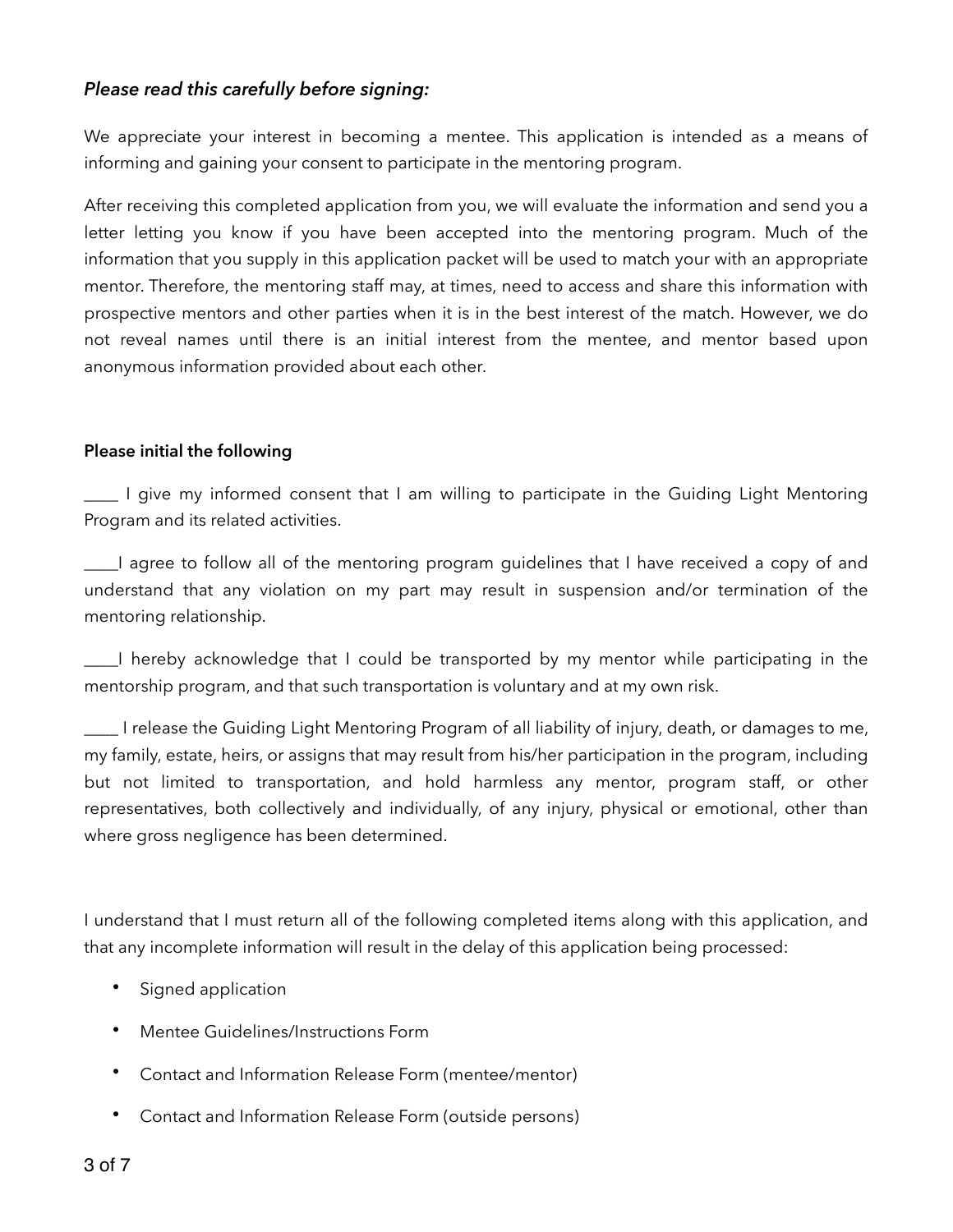***Please read this carefully before signing:***

We appreciate your interest in becoming a mentee. This application is intended as a means of informing and gaining your consent to participate in the mentoring program.

After receiving this completed application from you, we will evaluate the information and send you a letter letting you know if you have been accepted into the mentoring program. Much of the information that you supply in this application packet will be used to match your with an appropriate mentor. Therefore, the mentoring staff may, at times, need to access and share this information with prospective mentors and other parties when it is in the best interest of the match. However, we do not reveal names until there is an initial interest from the mentee, and mentor based upon anonymous information provided about each other.

**Please initial the following**

____ I give my informed consent that I am willing to participate in the Guiding Light Mentoring Program and its related activities.

____I agree to follow all of the mentoring program guidelines that I have received a copy of and understand that any violation on my part may result in suspension and/or termination of the mentoring relationship.

____I hereby acknowledge that I could be transported by my mentor while participating in the mentorship program, and that such transportation is voluntary and at my own risk.

____ I release the Guiding Light Mentoring Program of all liability of injury, death, or damages to me, my family, estate, heirs, or assigns that may result from his/her participation in the program, including but not limited to transportation, and hold harmless any mentor, program staff, or other representatives, both collectively and individually, of any injury, physical or emotional, other than where gross negligence has been determined.

I understand that I must return all of the following completed items along with this application, and that any incomplete information will result in the delay of this application being processed:

- Signed application
- Mentee Guidelines/Instructions Form
- Contact and Information Release Form (mentee/mentor)
- Contact and Information Release Form (outside persons)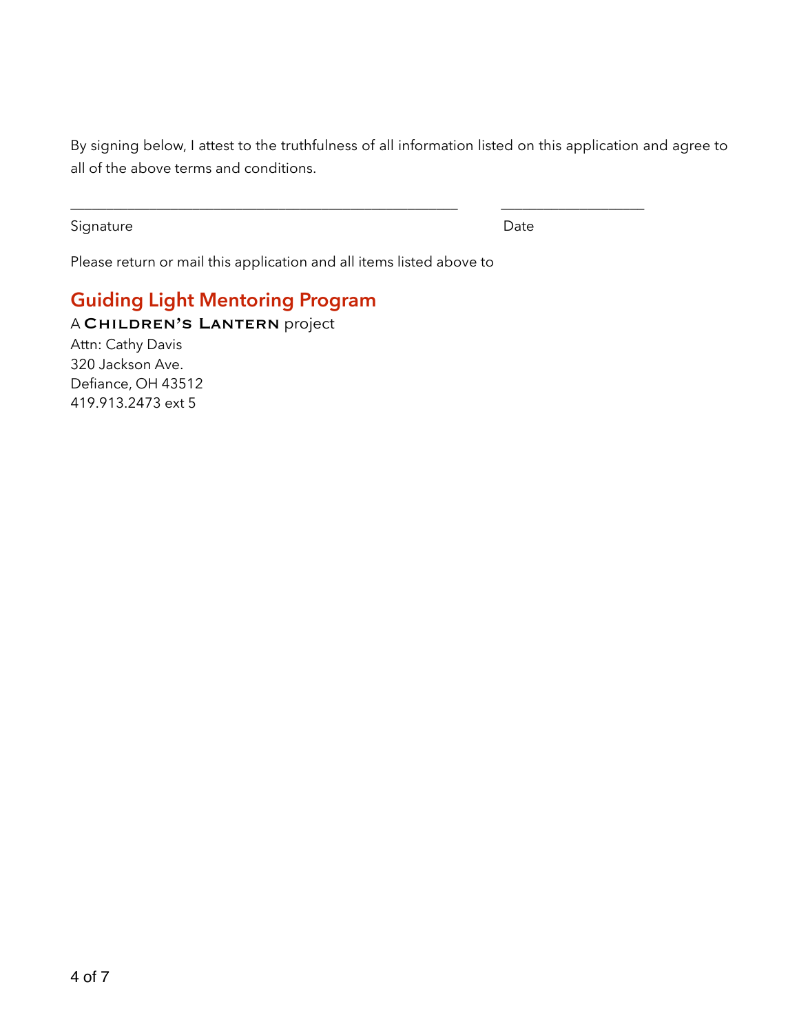By signing below, I attest to the truthfulness of all information listed on this application and agree to all of the above terms and conditions.

\_\_\_\_\_\_\_\_\_\_\_\_\_\_\_\_\_\_\_\_\_\_\_\_\_\_\_\_\_\_\_\_\_\_\_\_\_\_\_\_\_\_\_\_\_\_\_\_\_\_ \_\_\_\_\_\_\_\_\_\_\_\_\_\_\_\_\_\_\_\_

Signature Date

Please return or mail this application and all items listed above to

## Guiding Light Mentoring Program

A Children's Lantern project
Attn: Cathy Davis
320 Jackson Ave.
Defiance, OH 43512
419.913.2473 ext 5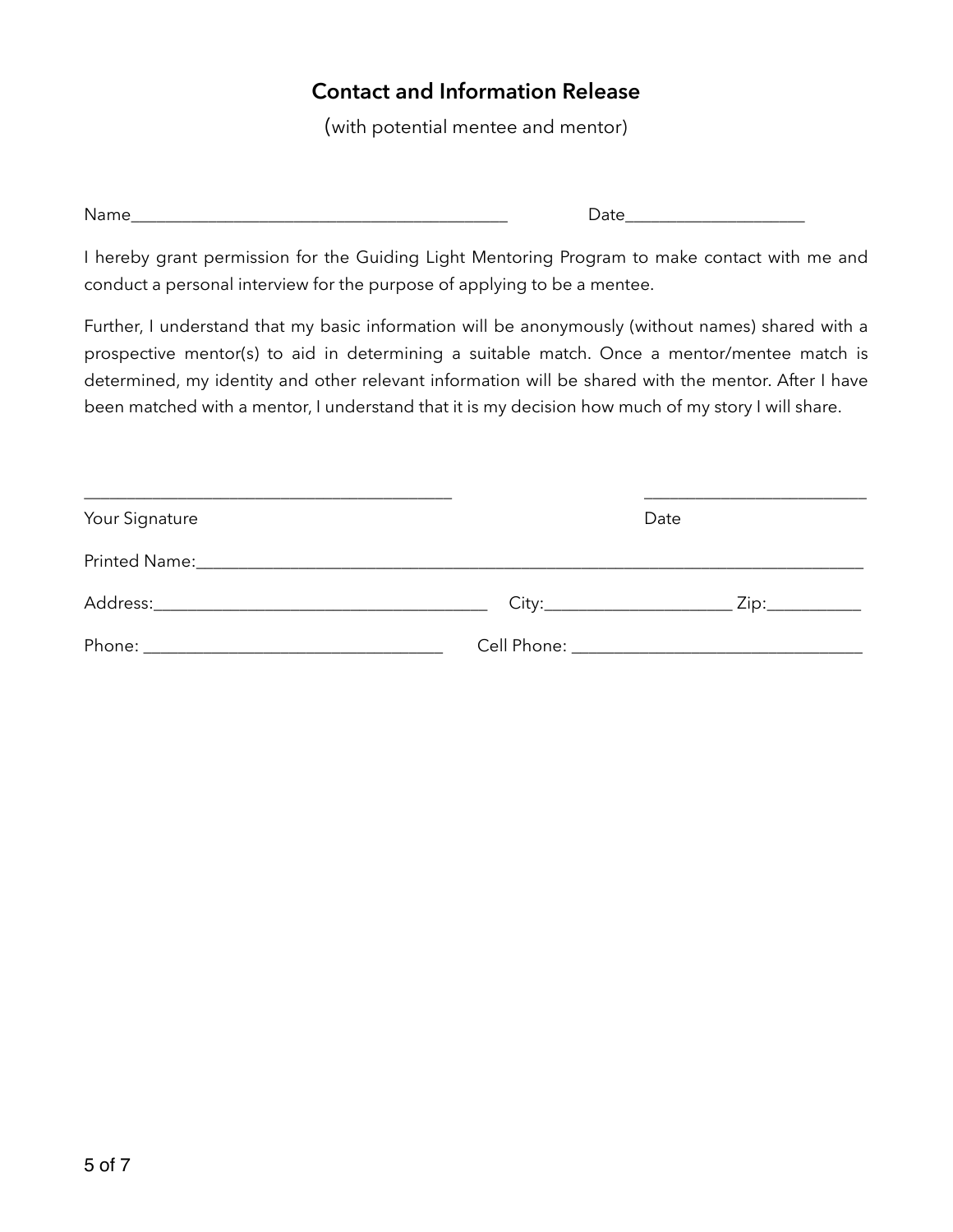## Contact and Information Release

(with potential mentee and mentor)

Name_____________________________________________ Date_____________________

I hereby grant permission for the Guiding Light Mentoring Program to make contact with me and conduct a personal interview for the purpose of applying to be a mentee.

Further, I understand that my basic information will be anonymously (without names) shared with a prospective mentor(s) to aid in determining a suitable match. Once a mentor/mentee match is determined, my identity and other relevant information will be shared with the mentor. After I have been matched with a mentor, I understand that it is my decision how much of my story I will share.

____________________________________________ ___________________________

Your Signature Date

Printed Name:______________________________________________________________________________

Address:_______________________________________ City:_____________________ Zip:___________

Phone: __________________________________ Cell Phone: _________________________________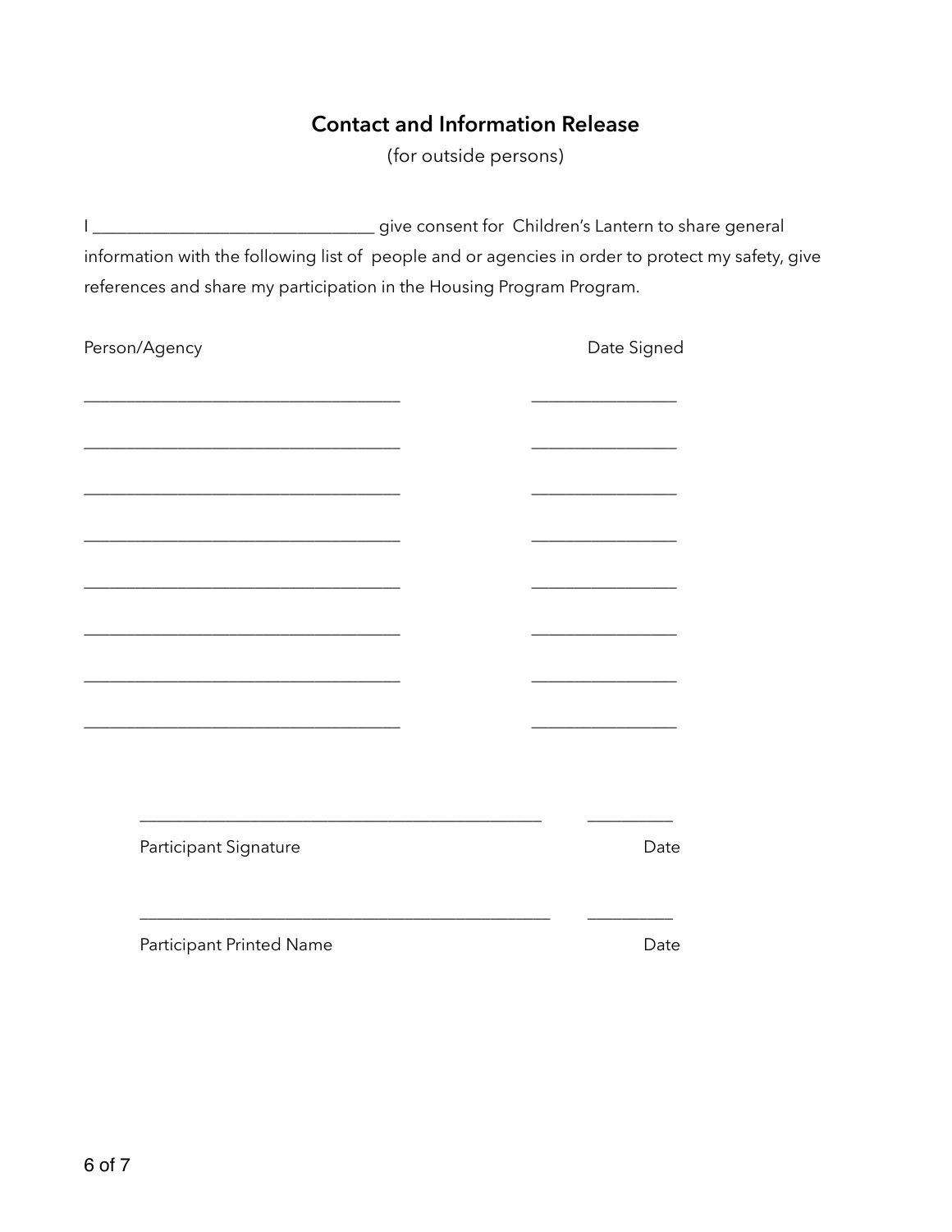## Contact and Information Release

(for outside persons)

I ________________________________ give consent for Children's Lantern to share general information with the following list of people and or agencies in order to protect my safety, give references and share my participation in the Housing Program Program.

| Person/Agency | Date Signed |
|---|---|
| ____________________________________ | ________________ |
| ____________________________________ | ________________ |
| ____________________________________ | ________________ |
| ____________________________________ | ________________ |
| ____________________________________ | ________________ |
| ____________________________________ | ________________ |
| ____________________________________ | ________________ |
| ____________________________________ | ________________ |

_____________________________________________ __________

Participant Signature Date

_____________________________________________ __________

Participant Printed Name Date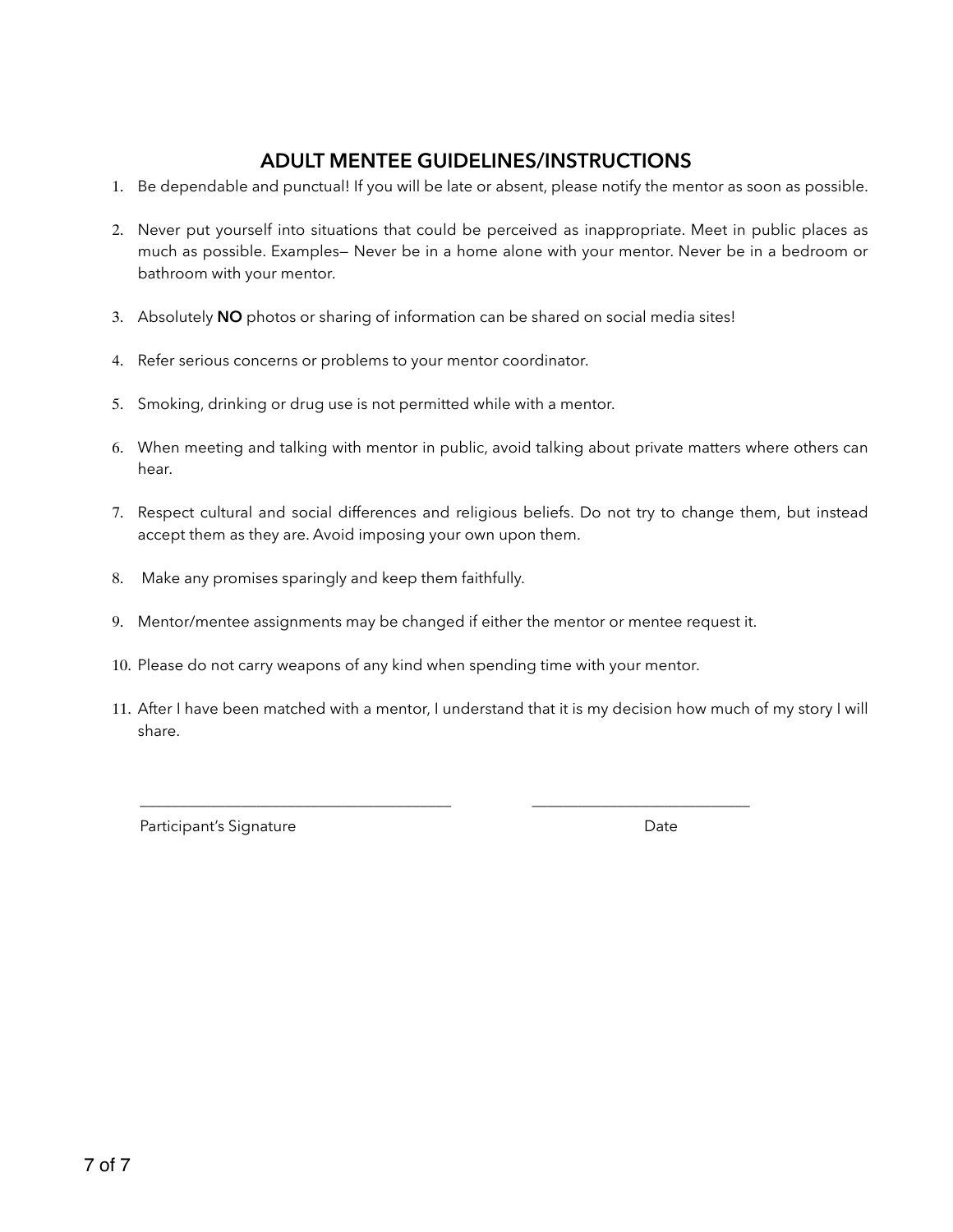## ADULT MENTEE GUIDELINES/INSTRUCTIONS

1. Be dependable and punctual! If you will be late or absent, please notify the mentor as soon as possible.

2. Never put yourself into situations that could be perceived as inappropriate. Meet in public places as much as possible. Examples— Never be in a home alone with your mentor. Never be in a bedroom or bathroom with your mentor.

3. Absolutely **NO** photos or sharing of information can be shared on social media sites!

4. Refer serious concerns or problems to your mentor coordinator.

5. Smoking, drinking or drug use is not permitted while with a mentor.

6. When meeting and talking with mentor in public, avoid talking about private matters where others can hear.

7. Respect cultural and social differences and religious beliefs. Do not try to change them, but instead accept them as they are. Avoid imposing your own upon them.

8. Make any promises sparingly and keep them faithfully.

9. Mentor/mentee assignments may be changed if either the mentor or mentee request it.

10. Please do not carry weapons of any kind when spending time with your mentor.

11. After I have been matched with a mentor, I understand that it is my decision how much of my story I will share.

\_\_\_\_\_\_\_\_\_\_\_\_\_\_\_\_\_\_\_\_\_\_\_\_\_\_\_\_\_\_\_\_\_\_\_\_\_\_ \_\_\_\_\_\_\_\_\_\_\_\_\_\_\_\_\_\_\_\_\_\_\_\_\_\_\_\_

Participant's Signature Date